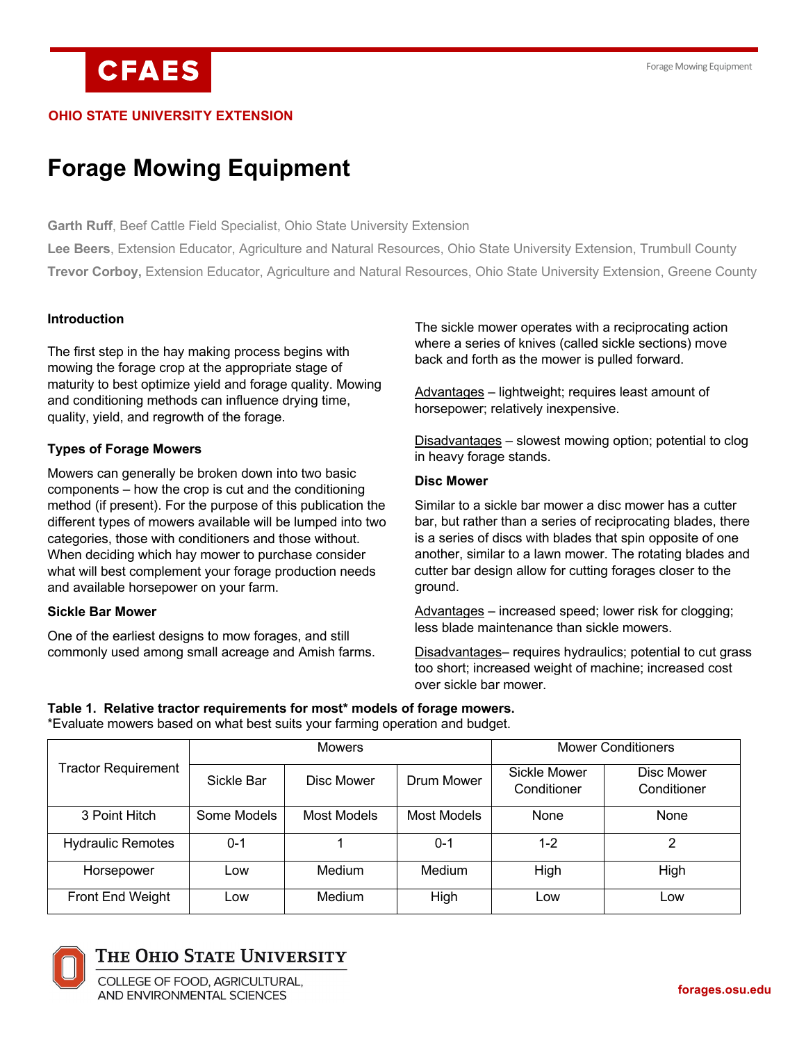OHIO STATE UNIVERSITY EXTENSION

# Forage Mowing Equipment

**Garth Ruff**, Beef Cattle Field Specialist, Ohio State University Extension

**Lee Beers**, Extension Educator, Agriculture and Natural Resources, Ohio State University Extension, Trumbull County

**Trevor Corboy,** Extension Educator, Agriculture and Natural Resources, Ohio State University Extension, Greene County

## Introduction

The first step in the hay making process begins with mowing the forage crop at the appropriate stage of maturity to best optimize yield and forage quality. Mowing and conditioning methods can influence drying time, quality, yield, and regrowth of the forage.

## Types of Forage Mowers

Mowers can generally be broken down into two basic components – how the crop is cut and the conditioning method (if present). For the purpose of this publication the different types of mowers available will be lumped into two categories, those with conditioners and those without. When deciding which hay mower to purchase consider what will best complement your forage production needs and available horsepower on your farm.

### Sickle Bar Mower

One of the earliest designs to mow forages, and still commonly used among small acreage and Amish farms.

The sickle mower operates with a reciprocating action where a series of knives (called sickle sections) move back and forth as the mower is pulled forward.

Advantages – lightweight; requires least amount of horsepower; relatively inexpensive.

Disadvantages – slowest mowing option; potential to clog in heavy forage stands.

### Disc Mower

Similar to a sickle bar mower a disc mower has a cutter bar, but rather than a series of reciprocating blades, there is a series of discs with blades that spin opposite of one another, similar to a lawn mower. The rotating blades and cutter bar design allow for cutting forages closer to the ground.

Advantages – increased speed; lower risk for clogging; less blade maintenance than sickle mowers.

Disadvantages– requires hydraulics; potential to cut grass too short; increased weight of machine; increased cost over sickle bar mower.

**Table 1. Relative tractor requirements for most\* models of forage mowers.**
\*Evaluate mowers based on what best suits your farming operation and budget.

| Tractor Requirement | Mowers | | | Mower Conditioners | |
|---|---|---|---|---|---|
| | Sickle Bar | Disc Mower | Drum Mower | Sickle Mower Conditioner | Disc Mower Conditioner |
| 3 Point Hitch | Some Models | Most Models | Most Models | None | None |
| Hydraulic Remotes | 0-1 | 1 | 0-1 | 1-2 | 2 |
| Horsepower | Low | Medium | Medium | High | High |
| Front End Weight | Low | Medium | High | Low | Low |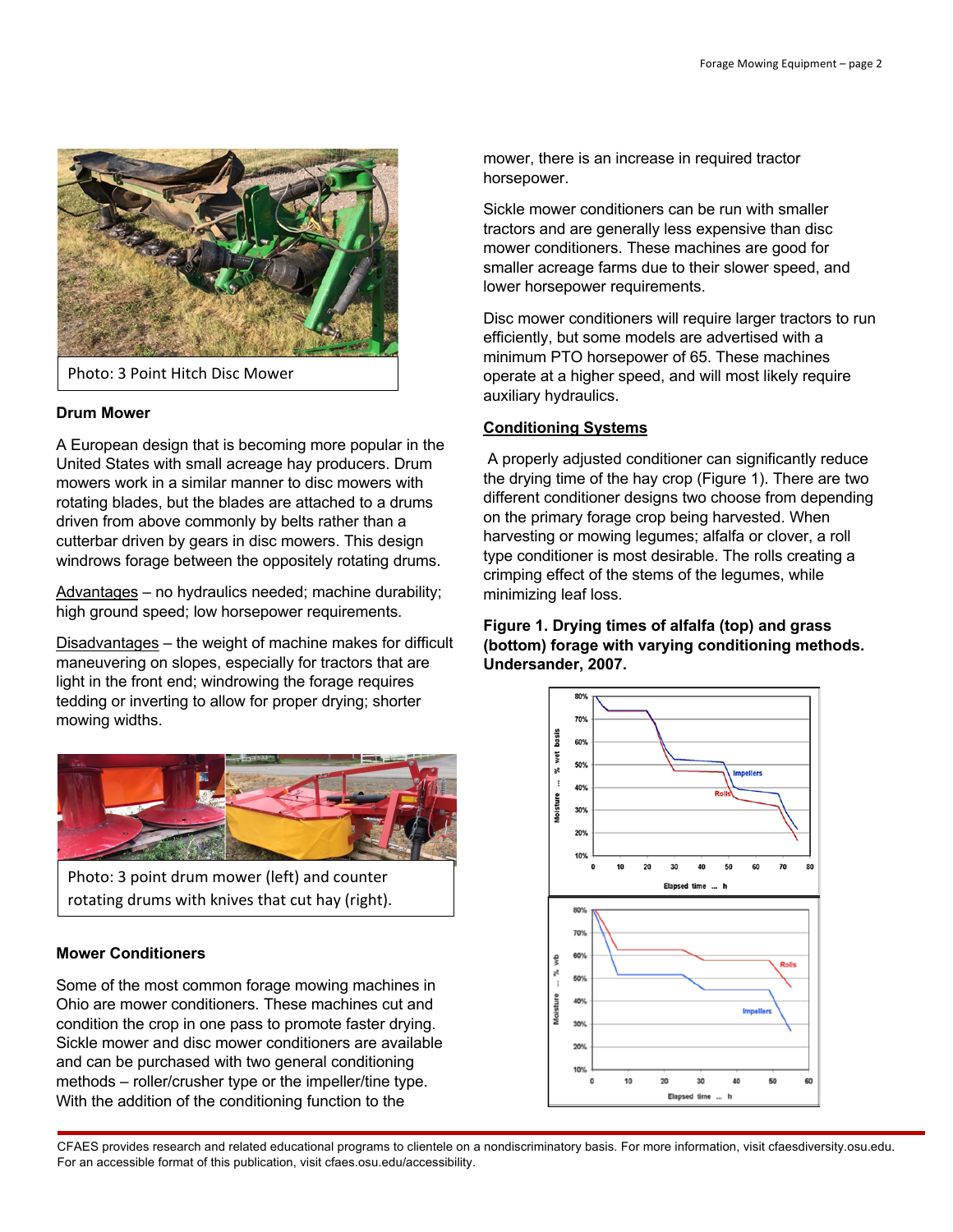Photo: 3 Point Hitch Disc Mower

### Drum Mower

A European design that is becoming more popular in the United States with small acreage hay producers. Drum mowers work in a similar manner to disc mowers with rotating blades, but the blades are attached to a drums driven from above commonly by belts rather than a cutterbar driven by gears in disc mowers. This design windrows forage between the oppositely rotating drums.

Advantages – no hydraulics needed; machine durability; high ground speed; low horsepower requirements.

Disadvantages – the weight of machine makes for difficult maneuvering on slopes, especially for tractors that are light in the front end; windrowing the forage requires tedding or inverting to allow for proper drying; shorter mowing widths.

Photo: 3 point drum mower (left) and counter rotating drums with knives that cut hay (right).

### Mower Conditioners

Some of the most common forage mowing machines in Ohio are mower conditioners. These machines cut and condition the crop in one pass to promote faster drying. Sickle mower and disc mower conditioners are available and can be purchased with two general conditioning methods – roller/crusher type or the impeller/tine type. With the addition of the conditioning function to the mower, there is an increase in required tractor horsepower.

Sickle mower conditioners can be run with smaller tractors and are generally less expensive than disc mower conditioners. These machines are good for smaller acreage farms due to their slower speed, and lower horsepower requirements.

Disc mower conditioners will require larger tractors to run efficiently, but some models are advertised with a minimum PTO horsepower of 65. These machines operate at a higher speed, and will most likely require auxiliary hydraulics.

### Conditioning Systems

A properly adjusted conditioner can significantly reduce the drying time of the hay crop (Figure 1). There are two different conditioner designs two choose from depending on the primary forage crop being harvested. When harvesting or mowing legumes; alfalfa or clover, a roll type conditioner is most desirable. The rolls creating a crimping effect of the stems of the legumes, while minimizing leaf loss.

**Figure 1. Drying times of alfalfa (top) and grass (bottom) forage with varying conditioning methods. Undersander, 2007.**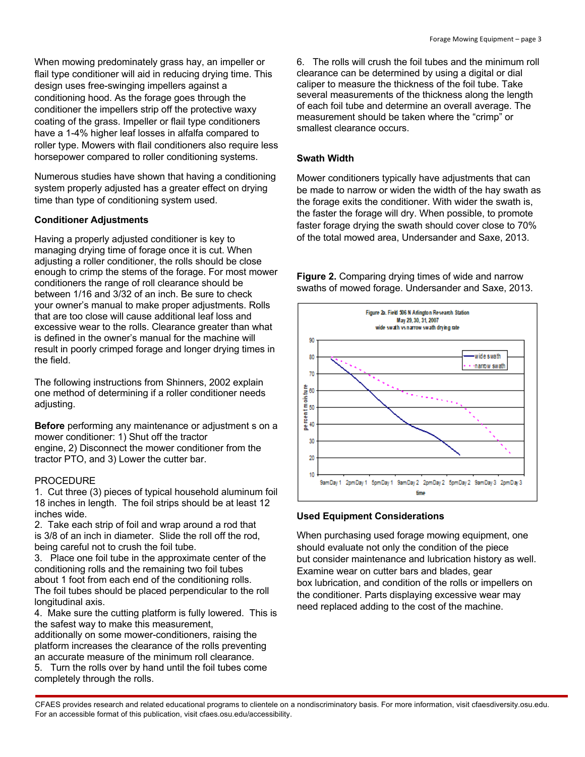When mowing predominately grass hay, an impeller or flail type conditioner will aid in reducing drying time. This design uses free-swinging impellers against a conditioning hood. As the forage goes through the conditioner the impellers strip off the protective waxy coating of the grass. Impeller or flail type conditioners have a 1-4% higher leaf losses in alfalfa compared to roller type. Mowers with flail conditioners also require less horsepower compared to roller conditioning systems.

Numerous studies have shown that having a conditioning system properly adjusted has a greater effect on drying time than type of conditioning system used.

**Conditioner Adjustments**

Having a properly adjusted conditioner is key to managing drying time of forage once it is cut. When adjusting a roller conditioner, the rolls should be close enough to crimp the stems of the forage. For most mower conditioners the range of roll clearance should be between 1/16 and 3/32 of an inch. Be sure to check your owner's manual to make proper adjustments. Rolls that are too close will cause additional leaf loss and excessive wear to the rolls. Clearance greater than what is defined in the owner's manual for the machine will result in poorly crimped forage and longer drying times in the field.

The following instructions from Shinners, 2002 explain one method of determining if a roller conditioner needs adjusting.

**Before** performing any maintenance or adjustment s on a mower conditioner: 1) Shut off the tractor engine, 2) Disconnect the mower conditioner from the tractor PTO, and 3) Lower the cutter bar.

PROCEDURE

1. Cut three (3) pieces of typical household aluminum foil 18 inches in length. The foil strips should be at least 12 inches wide.
2. Take each strip of foil and wrap around a rod that is 3/8 of an inch in diameter. Slide the roll off the rod, being careful not to crush the foil tube.
3. Place one foil tube in the approximate center of the conditioning rolls and the remaining two foil tubes about 1 foot from each end of the conditioning rolls. The foil tubes should be placed perpendicular to the roll longitudinal axis.
4. Make sure the cutting platform is fully lowered. This is the safest way to make this measurement, additionally on some mower-conditioners, raising the platform increases the clearance of the rolls preventing an accurate measure of the minimum roll clearance.
5. Turn the rolls over by hand until the foil tubes come completely through the rolls.
6. The rolls will crush the foil tubes and the minimum roll clearance can be determined by using a digital or dial caliper to measure the thickness of the foil tube. Take several measurements of the thickness along the length of each foil tube and determine an overall average. The measurement should be taken where the "crimp" or smallest clearance occurs.

**Swath Width**

Mower conditioners typically have adjustments that can be made to narrow or widen the width of the hay swath as the forage exits the conditioner. With wider the swath is, the faster the forage will dry. When possible, to promote faster forage drying the swath should cover close to 70% of the total mowed area, Undersander and Saxe, 2013.

**Figure 2.** Comparing drying times of wide and narrow swaths of mowed forage. Undersander and Saxe, 2013.

**Used Equipment Considerations**

When purchasing used forage mowing equipment, one should evaluate not only the condition of the piece but consider maintenance and lubrication history as well. Examine wear on cutter bars and blades, gear box lubrication, and condition of the rolls or impellers on the conditioner. Parts displaying excessive wear may need replaced adding to the cost of the machine.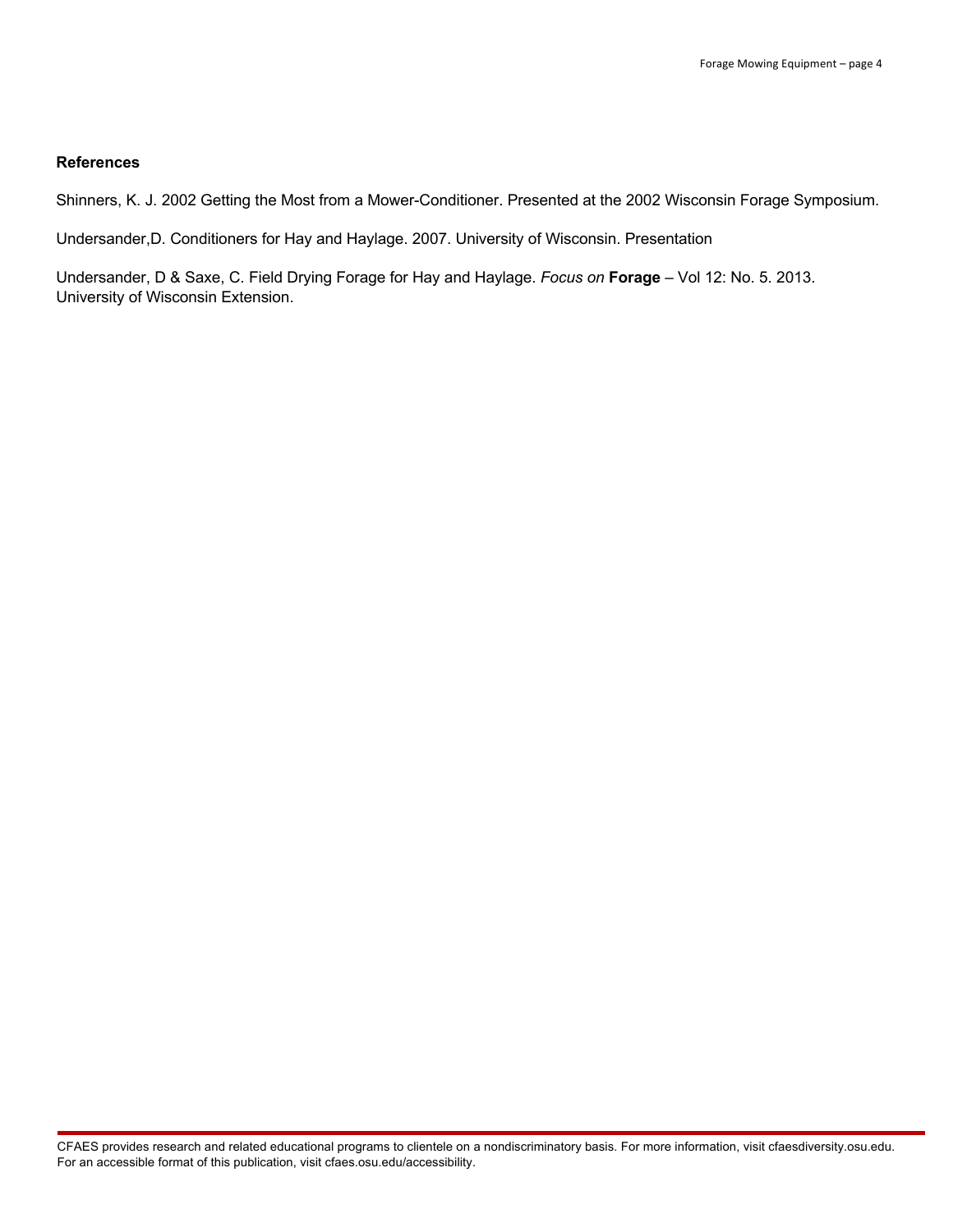**References**

Shinners, K. J. 2002 Getting the Most from a Mower-Conditioner. Presented at the 2002 Wisconsin Forage Symposium.

Undersander,D. Conditioners for Hay and Haylage. 2007. University of Wisconsin. Presentation

Undersander, D & Saxe, C. Field Drying Forage for Hay and Haylage. *Focus on* **Forage** – Vol 12: No. 5. 2013. University of Wisconsin Extension.

CFAES provides research and related educational programs to clientele on a nondiscriminatory basis. For more information, visit cfaesdiversity.osu.edu. For an accessible format of this publication, visit cfaes.osu.edu/accessibility.